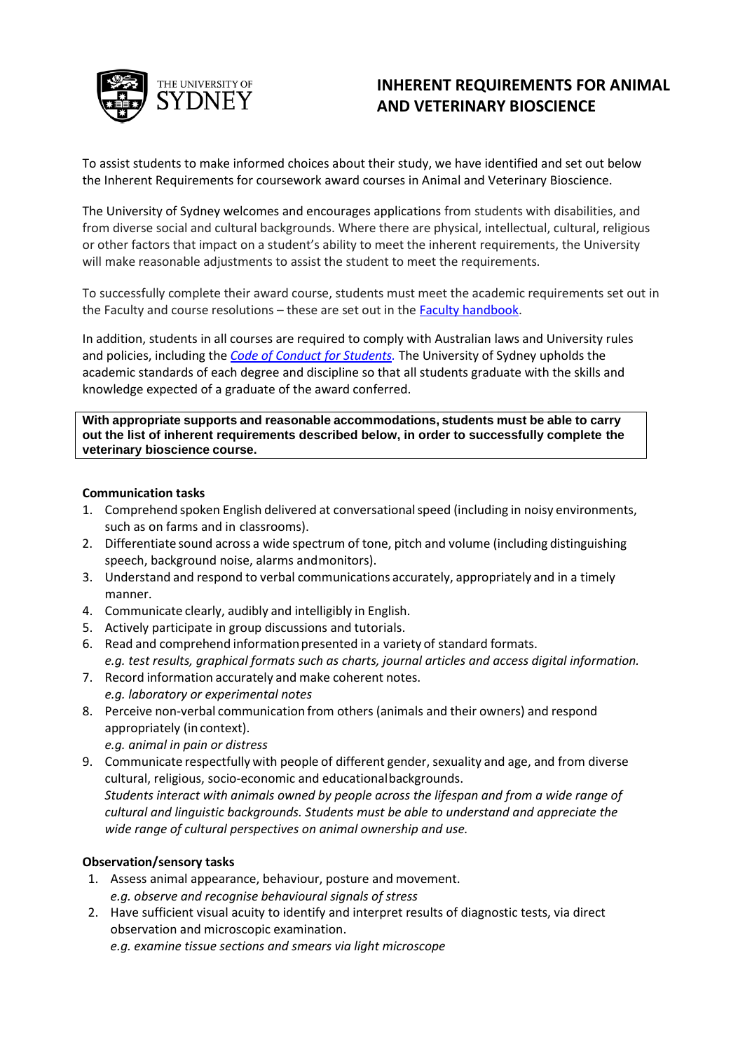# INHERENT REQUIREMENTS FOR ANIMAL AND VETERINARY BIOSCIENCE

To assist students to make informed choices about their study, we have identified and set out below the Inherent Requirements for coursework award courses in Animal and Veterinary Bioscience.

The University of Sydney welcomes and encourages applications from students with disabilities, and from diverse social and cultural backgrounds. Where there are physical, intellectual, cultural, religious or other factors that impact on a student's ability to meet the inherent requirements, the University will make reasonable adjustments to assist the student to meet the requirements.

To successfully complete their award course, students must meet the academic requirements set out in the Faculty and course resolutions – these are set out in the [Faculty handbook](#).

In addition, students in all courses are required to comply with Australian laws and University rules and policies, including the *[Code of Conduct for Students](#).* The University of Sydney upholds the academic standards of each degree and discipline so that all students graduate with the skills and knowledge expected of a graduate of the award conferred.

**With appropriate supports and reasonable accommodations, students must be able to carry out the list of inherent requirements described below, in order to successfully complete the veterinary bioscience course.**

**Communication tasks**

1. Comprehend spoken English delivered at conversational speed (including in noisy environments, such as on farms and in classrooms).
2. Differentiate sound across a wide spectrum of tone, pitch and volume (including distinguishing speech, background noise, alarms and monitors).
3. Understand and respond to verbal communications accurately, appropriately and in a timely manner.
4. Communicate clearly, audibly and intelligibly in English.
5. Actively participate in group discussions and tutorials.
6. Read and comprehend information presented in a variety of standard formats.
   *e.g. test results, graphical formats such as charts, journal articles and access digital information.*
7. Record information accurately and make coherent notes.
   *e.g. laboratory or experimental notes*
8. Perceive non-verbal communication from others (animals and their owners) and respond appropriately (in context).
   *e.g. animal in pain or distress*
9. Communicate respectfully with people of different gender, sexuality and age, and from diverse cultural, religious, socio-economic and educational backgrounds.
   *Students interact with animals owned by people across the lifespan and from a wide range of cultural and linguistic backgrounds. Students must be able to understand and appreciate the wide range of cultural perspectives on animal ownership and use.*

**Observation/sensory tasks**

1. Assess animal appearance, behaviour, posture and movement.
   *e.g. observe and recognise behavioural signals of stress*
2. Have sufficient visual acuity to identify and interpret results of diagnostic tests, via direct observation and microscopic examination.
   *e.g. examine tissue sections and smears via light microscope*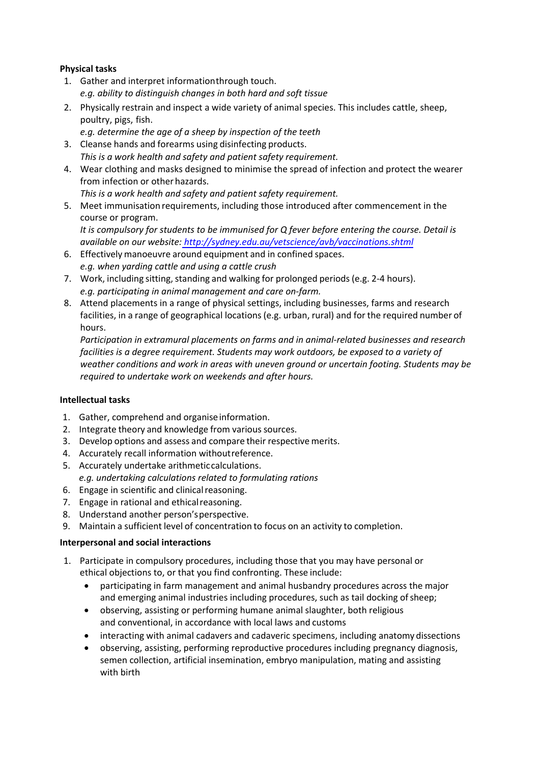**Physical tasks**

1. Gather and interpret information through touch.
   *e.g. ability to distinguish changes in both hard and soft tissue*
2. Physically restrain and inspect a wide variety of animal species. This includes cattle, sheep, poultry, pigs, fish.
   *e.g. determine the age of a sheep by inspection of the teeth*
3. Cleanse hands and forearms using disinfecting products.
   *This is a work health and safety and patient safety requirement.*
4. Wear clothing and masks designed to minimise the spread of infection and protect the wearer from infection or other hazards.
   *This is a work health and safety and patient safety requirement.*
5. Meet immunisation requirements, including those introduced after commencement in the course or program.
   *It is compulsory for students to be immunised for Q fever before entering the course. Detail is available on our website: http://sydney.edu.au/vetscience/avb/vaccinations.shtml*
6. Effectively manoeuvre around equipment and in confined spaces.
   *e.g. when yarding cattle and using a cattle crush*
7. Work, including sitting, standing and walking for prolonged periods (e.g. 2-4 hours).
   *e.g. participating in animal management and care on-farm.*
8. Attend placements in a range of physical settings, including businesses, farms and research facilities, in a range of geographical locations (e.g. urban, rural) and for the required number of hours.
   *Participation in extramural placements on farms and in animal-related businesses and research facilities is a degree requirement. Students may work outdoors, be exposed to a variety of weather conditions and work in areas with uneven ground or uncertain footing. Students may be required to undertake work on weekends and after hours.*

**Intellectual tasks**

1. Gather, comprehend and organise information.
2. Integrate theory and knowledge from various sources.
3. Develop options and assess and compare their respective merits.
4. Accurately recall information without reference.
5. Accurately undertake arithmetic calculations.
   *e.g. undertaking calculations related to formulating rations*
6. Engage in scientific and clinical reasoning.
7. Engage in rational and ethical reasoning.
8. Understand another person's perspective.
9. Maintain a sufficient level of concentration to focus on an activity to completion.

**Interpersonal and social interactions**

1. Participate in compulsory procedures, including those that you may have personal or ethical objections to, or that you find confronting. These include:
   - participating in farm management and animal husbandry procedures across the major and emerging animal industries including procedures, such as tail docking of sheep;
   - observing, assisting or performing humane animal slaughter, both religious and conventional, in accordance with local laws and customs
   - interacting with animal cadavers and cadaveric specimens, including anatomy dissections
   - observing, assisting, performing reproductive procedures including pregnancy diagnosis, semen collection, artificial insemination, embryo manipulation, mating and assisting with birth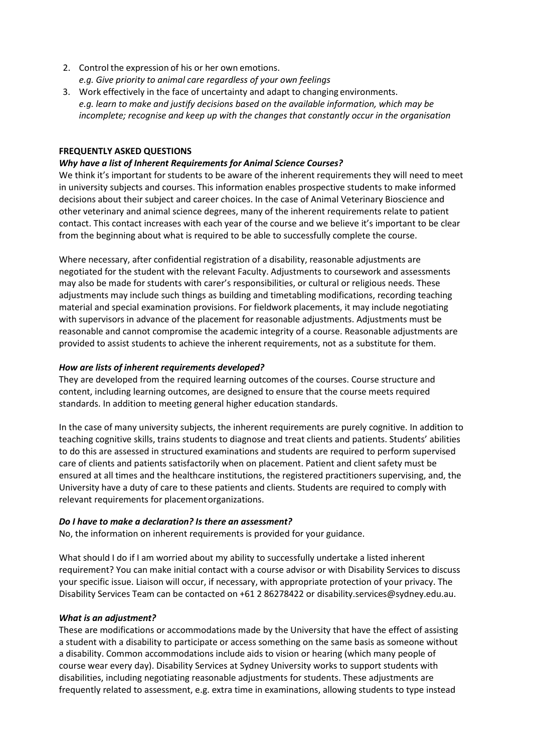2. Control the expression of his or her own emotions.
   *e.g. Give priority to animal care regardless of your own feelings*
3. Work effectively in the face of uncertainty and adapt to changing environments.
   *e.g. learn to make and justify decisions based on the available information, which may be incomplete; recognise and keep up with the changes that constantly occur in the organisation*

**FREQUENTLY ASKED QUESTIONS**

***Why have a list of Inherent Requirements for Animal Science Courses?***

We think it's important for students to be aware of the inherent requirements they will need to meet in university subjects and courses. This information enables prospective students to make informed decisions about their subject and career choices. In the case of Animal Veterinary Bioscience and other veterinary and animal science degrees, many of the inherent requirements relate to patient contact. This contact increases with each year of the course and we believe it's important to be clear from the beginning about what is required to be able to successfully complete the course.

Where necessary, after confidential registration of a disability, reasonable adjustments are negotiated for the student with the relevant Faculty. Adjustments to coursework and assessments may also be made for students with carer's responsibilities, or cultural or religious needs. These adjustments may include such things as building and timetabling modifications, recording teaching material and special examination provisions. For fieldwork placements, it may include negotiating with supervisors in advance of the placement for reasonable adjustments. Adjustments must be reasonable and cannot compromise the academic integrity of a course. Reasonable adjustments are provided to assist students to achieve the inherent requirements, not as a substitute for them.

***How are lists of inherent requirements developed?***

They are developed from the required learning outcomes of the courses. Course structure and content, including learning outcomes, are designed to ensure that the course meets required standards. In addition to meeting general higher education standards.

In the case of many university subjects, the inherent requirements are purely cognitive. In addition to teaching cognitive skills, trains students to diagnose and treat clients and patients. Students' abilities to do this are assessed in structured examinations and students are required to perform supervised care of clients and patients satisfactorily when on placement. Patient and client safety must be ensured at all times and the healthcare institutions, the registered practitioners supervising, and, the University have a duty of care to these patients and clients. Students are required to comply with relevant requirements for placement organizations.

***Do I have to make a declaration? Is there an assessment?***

No, the information on inherent requirements is provided for your guidance.

What should I do if I am worried about my ability to successfully undertake a listed inherent requirement? You can make initial contact with a course advisor or with Disability Services to discuss your specific issue. Liaison will occur, if necessary, with appropriate protection of your privacy. The Disability Services Team can be contacted on +61 2 86278422 or disability.services@sydney.edu.au.

***What is an adjustment?***

These are modifications or accommodations made by the University that have the effect of assisting a student with a disability to participate or access something on the same basis as someone without a disability. Common accommodations include aids to vision or hearing (which many people of course wear every day). Disability Services at Sydney University works to support students with disabilities, including negotiating reasonable adjustments for students. These adjustments are frequently related to assessment, e.g. extra time in examinations, allowing students to type instead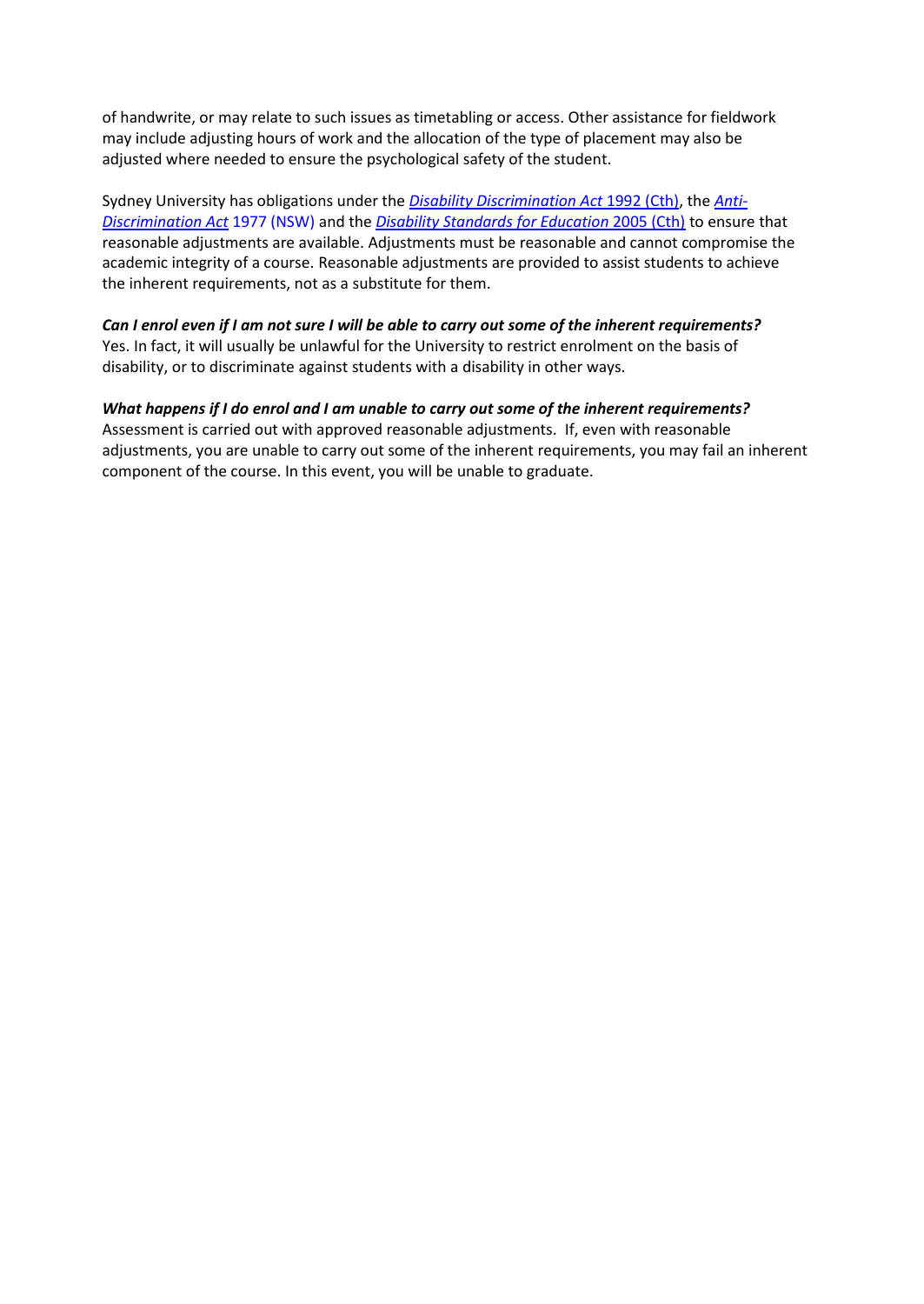of handwrite, or may relate to such issues as timetabling or access. Other assistance for fieldwork may include adjusting hours of work and the allocation of the type of placement may also be adjusted where needed to ensure the psychological safety of the student.

Sydney University has obligations under the *Disability Discrimination Act* 1992 (Cth), the *Anti-Discrimination Act* 1977 (NSW) and the *Disability Standards for Education* 2005 (Cth) to ensure that reasonable adjustments are available. Adjustments must be reasonable and cannot compromise the academic integrity of a course. Reasonable adjustments are provided to assist students to achieve the inherent requirements, not as a substitute for them.

***Can I enrol even if I am not sure I will be able to carry out some of the inherent requirements?***
Yes. In fact, it will usually be unlawful for the University to restrict enrolment on the basis of disability, or to discriminate against students with a disability in other ways.

***What happens if I do enrol and I am unable to carry out some of the inherent requirements?***
Assessment is carried out with approved reasonable adjustments. If, even with reasonable adjustments, you are unable to carry out some of the inherent requirements, you may fail an inherent component of the course. In this event, you will be unable to graduate.